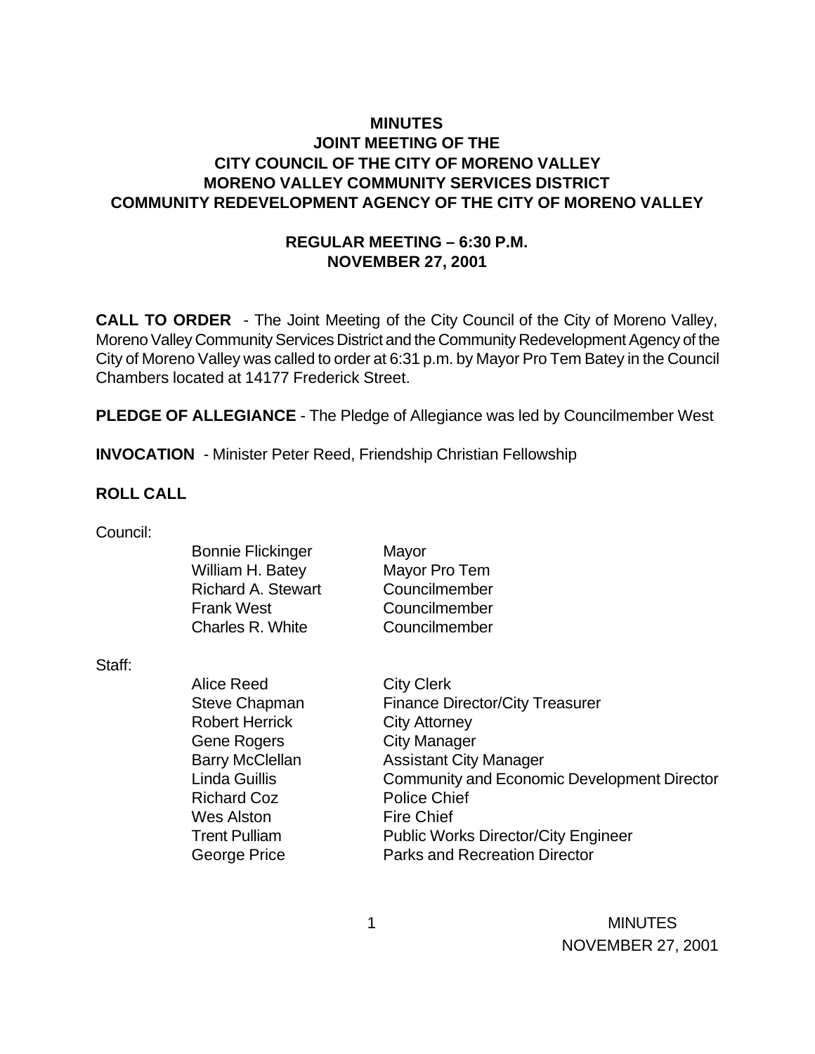# MINUTES
## JOINT MEETING OF THE
## CITY COUNCIL OF THE CITY OF MORENO VALLEY
## MORENO VALLEY COMMUNITY SERVICES DISTRICT
## COMMUNITY REDEVELOPMENT AGENCY OF THE CITY OF MORENO VALLEY

### REGULAR MEETING – 6:30 P.M.
### NOVEMBER 27, 2001

**CALL TO ORDER** - The Joint Meeting of the City Council of the City of Moreno Valley, Moreno Valley Community Services District and the Community Redevelopment Agency of the City of Moreno Valley was called to order at 6:31 p.m. by Mayor Pro Tem Batey in the Council Chambers located at 14177 Frederick Street.

**PLEDGE OF ALLEGIANCE** - The Pledge of Allegiance was led by Councilmember West

**INVOCATION** - Minister Peter Reed, Friendship Christian Fellowship

**ROLL CALL**

Council:

| | |
|---|---|
| Bonnie Flickinger | Mayor |
| William H. Batey | Mayor Pro Tem |
| Richard A. Stewart | Councilmember |
| Frank West | Councilmember |
| Charles R. White | Councilmember |

Staff:

| | |
|---|---|
| Alice Reed | City Clerk |
| Steve Chapman | Finance Director/City Treasurer |
| Robert Herrick | City Attorney |
| Gene Rogers | City Manager |
| Barry McClellan | Assistant City Manager |
| Linda Guillis | Community and Economic Development Director |
| Richard Coz | Police Chief |
| Wes Alston | Fire Chief |
| Trent Pulliam | Public Works Director/City Engineer |
| George Price | Parks and Recreation Director |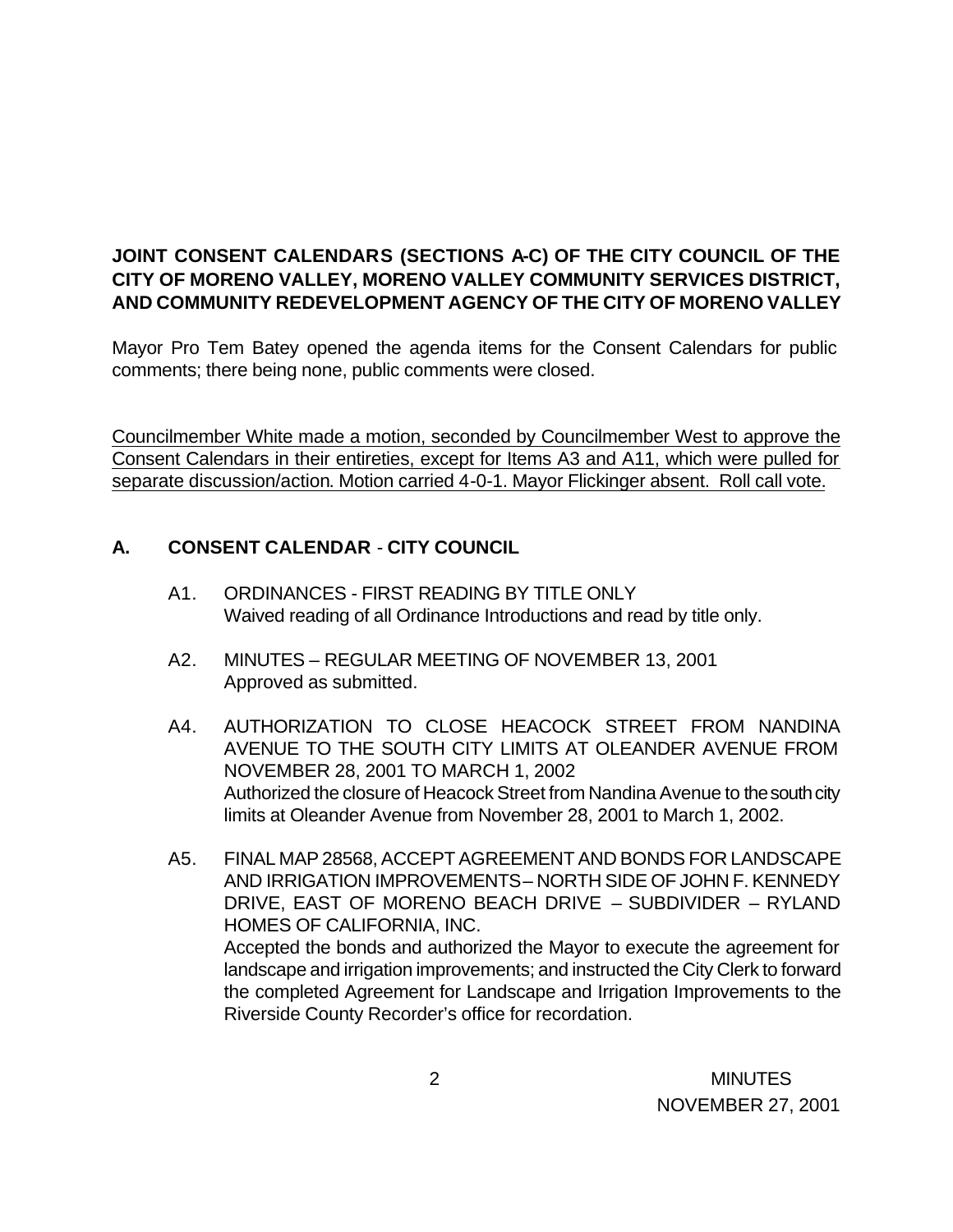**JOINT CONSENT CALENDARS (SECTIONS A-C) OF THE CITY COUNCIL OF THE CITY OF MORENO VALLEY, MORENO VALLEY COMMUNITY SERVICES DISTRICT, AND COMMUNITY REDEVELOPMENT AGENCY OF THE CITY OF MORENO VALLEY**

Mayor Pro Tem Batey opened the agenda items for the Consent Calendars for public comments; there being none, public comments were closed.

<u>Councilmember White made a motion, seconded by Councilmember West to approve the Consent Calendars in their entireties, except for Items A3 and A11, which were pulled for separate discussion/action. Motion carried 4-0-1. Mayor Flickinger absent. Roll call vote.</u>

## A. CONSENT CALENDAR - CITY COUNCIL

A1. ORDINANCES - FIRST READING BY TITLE ONLY
Waived reading of all Ordinance Introductions and read by title only.

A2. MINUTES – REGULAR MEETING OF NOVEMBER 13, 2001
Approved as submitted.

A4. AUTHORIZATION TO CLOSE HEACOCK STREET FROM NANDINA AVENUE TO THE SOUTH CITY LIMITS AT OLEANDER AVENUE FROM NOVEMBER 28, 2001 TO MARCH 1, 2002
Authorized the closure of Heacock Street from Nandina Avenue to the south city limits at Oleander Avenue from November 28, 2001 to March 1, 2002.

A5. FINAL MAP 28568, ACCEPT AGREEMENT AND BONDS FOR LANDSCAPE AND IRRIGATION IMPROVEMENTS – NORTH SIDE OF JOHN F. KENNEDY DRIVE, EAST OF MORENO BEACH DRIVE – SUBDIVIDER – RYLAND HOMES OF CALIFORNIA, INC.
Accepted the bonds and authorized the Mayor to execute the agreement for landscape and irrigation improvements; and instructed the City Clerk to forward the completed Agreement for Landscape and Irrigation Improvements to the Riverside County Recorder's office for recordation.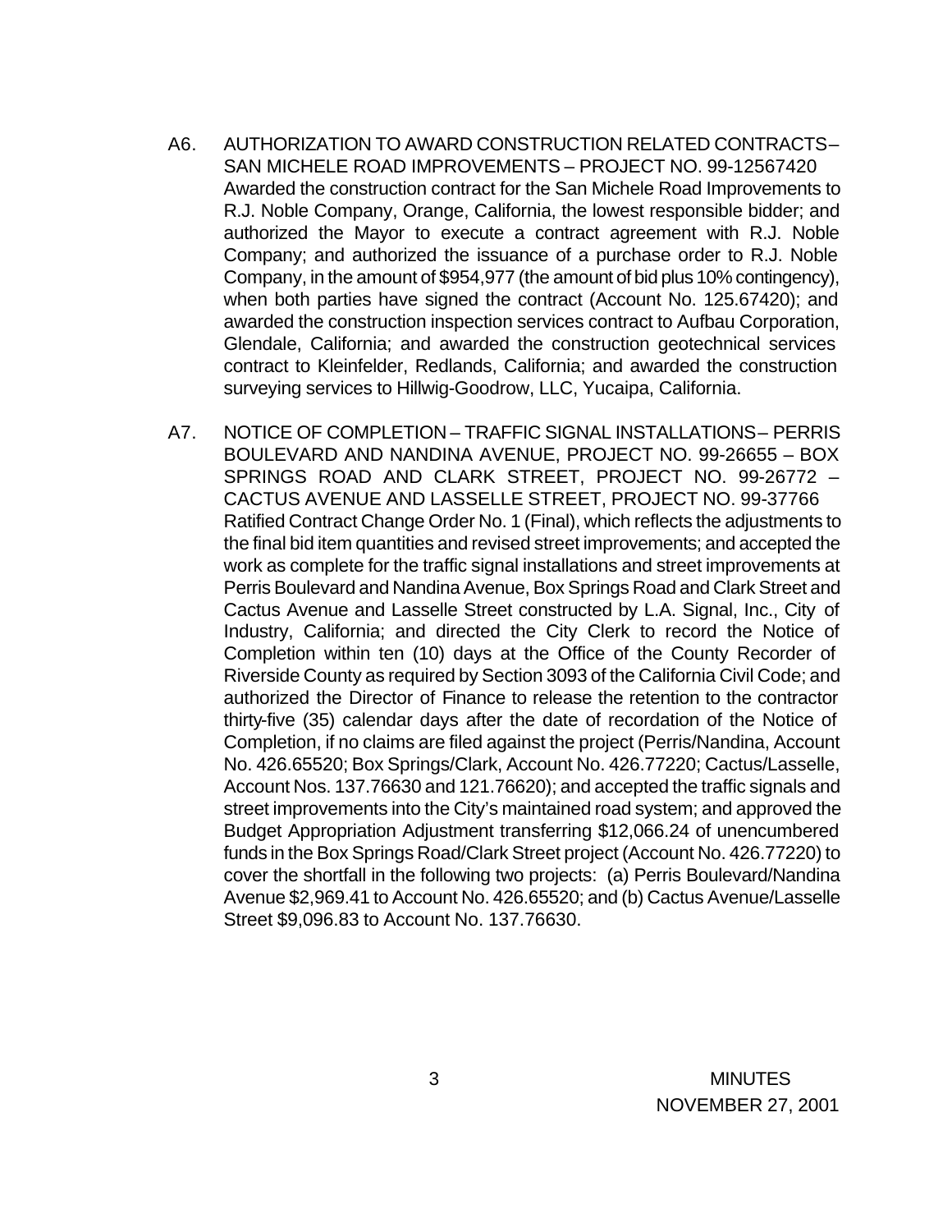A6. AUTHORIZATION TO AWARD CONSTRUCTION RELATED CONTRACTS – SAN MICHELE ROAD IMPROVEMENTS – PROJECT NO. 99-12567420

Awarded the construction contract for the San Michele Road Improvements to R.J. Noble Company, Orange, California, the lowest responsible bidder; and authorized the Mayor to execute a contract agreement with R.J. Noble Company; and authorized the issuance of a purchase order to R.J. Noble Company, in the amount of $954,977 (the amount of bid plus 10% contingency), when both parties have signed the contract (Account No. 125.67420); and awarded the construction inspection services contract to Aufbau Corporation, Glendale, California; and awarded the construction geotechnical services contract to Kleinfelder, Redlands, California; and awarded the construction surveying services to Hillwig-Goodrow, LLC, Yucaipa, California.

A7. NOTICE OF COMPLETION – TRAFFIC SIGNAL INSTALLATIONS – PERRIS BOULEVARD AND NANDINA AVENUE, PROJECT NO. 99-26655 – BOX SPRINGS ROAD AND CLARK STREET, PROJECT NO. 99-26772 – CACTUS AVENUE AND LASSELLE STREET, PROJECT NO. 99-37766

Ratified Contract Change Order No. 1 (Final), which reflects the adjustments to the final bid item quantities and revised street improvements; and accepted the work as complete for the traffic signal installations and street improvements at Perris Boulevard and Nandina Avenue, Box Springs Road and Clark Street and Cactus Avenue and Lasselle Street constructed by L.A. Signal, Inc., City of Industry, California; and directed the City Clerk to record the Notice of Completion within ten (10) days at the Office of the County Recorder of Riverside County as required by Section 3093 of the California Civil Code; and authorized the Director of Finance to release the retention to the contractor thirty-five (35) calendar days after the date of recordation of the Notice of Completion, if no claims are filed against the project (Perris/Nandina, Account No. 426.65520; Box Springs/Clark, Account No. 426.77220; Cactus/Lasselle, Account Nos. 137.76630 and 121.76620); and accepted the traffic signals and street improvements into the City's maintained road system; and approved the Budget Appropriation Adjustment transferring $12,066.24 of unencumbered funds in the Box Springs Road/Clark Street project (Account No. 426.77220) to cover the shortfall in the following two projects: (a) Perris Boulevard/Nandina Avenue $2,969.41 to Account No. 426.65520; and (b) Cactus Avenue/Lasselle Street $9,096.83 to Account No. 137.76630.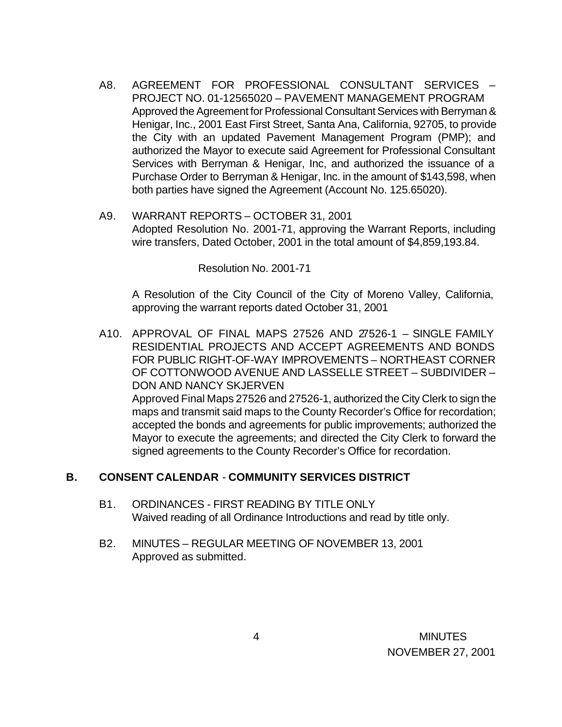A8. AGREEMENT FOR PROFESSIONAL CONSULTANT SERVICES – PROJECT NO. 01-12565020 – PAVEMENT MANAGEMENT PROGRAM
Approved the Agreement for Professional Consultant Services with Berryman & Henigar, Inc., 2001 East First Street, Santa Ana, California, 92705, to provide the City with an updated Pavement Management Program (PMP); and authorized the Mayor to execute said Agreement for Professional Consultant Services with Berryman & Henigar, Inc, and authorized the issuance of a Purchase Order to Berryman & Henigar, Inc. in the amount of $143,598, when both parties have signed the Agreement (Account No. 125.65020).

A9. WARRANT REPORTS – OCTOBER 31, 2001
Adopted Resolution No. 2001-71, approving the Warrant Reports, including wire transfers, Dated October, 2001 in the total amount of $4,859,193.84.

Resolution No. 2001-71

A Resolution of the City Council of the City of Moreno Valley, California, approving the warrant reports dated October 31, 2001

A10. APPROVAL OF FINAL MAPS 27526 AND 27526-1 – SINGLE FAMILY RESIDENTIAL PROJECTS AND ACCEPT AGREEMENTS AND BONDS FOR PUBLIC RIGHT-OF-WAY IMPROVEMENTS – NORTHEAST CORNER OF COTTONWOOD AVENUE AND LASSELLE STREET – SUBDIVIDER – DON AND NANCY SKJERVEN
Approved Final Maps 27526 and 27526-1, authorized the City Clerk to sign the maps and transmit said maps to the County Recorder's Office for recordation; accepted the bonds and agreements for public improvements; authorized the Mayor to execute the agreements; and directed the City Clerk to forward the signed agreements to the County Recorder's Office for recordation.

## B. CONSENT CALENDAR - COMMUNITY SERVICES DISTRICT

B1. ORDINANCES - FIRST READING BY TITLE ONLY
Waived reading of all Ordinance Introductions and read by title only.

B2. MINUTES – REGULAR MEETING OF NOVEMBER 13, 2001
Approved as submitted.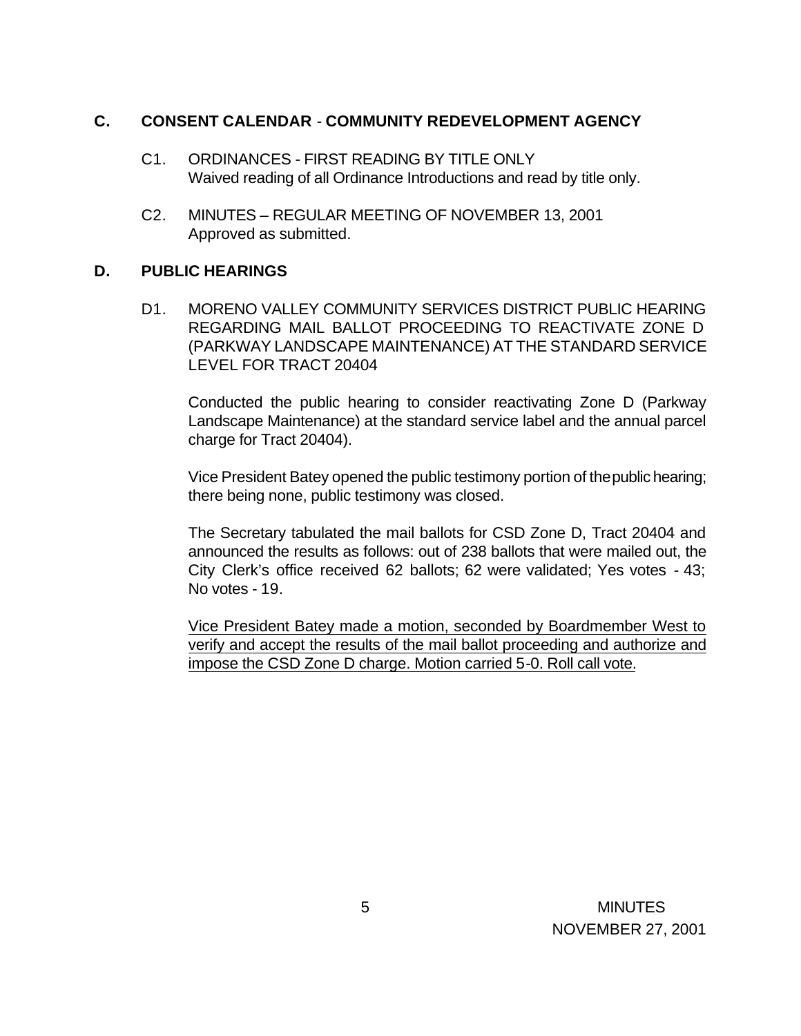## C. CONSENT CALENDAR - COMMUNITY REDEVELOPMENT AGENCY

C1. ORDINANCES - FIRST READING BY TITLE ONLY
Waived reading of all Ordinance Introductions and read by title only.

C2. MINUTES – REGULAR MEETING OF NOVEMBER 13, 2001
Approved as submitted.

## D. PUBLIC HEARINGS

D1. MORENO VALLEY COMMUNITY SERVICES DISTRICT PUBLIC HEARING REGARDING MAIL BALLOT PROCEEDING TO REACTIVATE ZONE D (PARKWAY LANDSCAPE MAINTENANCE) AT THE STANDARD SERVICE LEVEL FOR TRACT 20404

Conducted the public hearing to consider reactivating Zone D (Parkway Landscape Maintenance) at the standard service label and the annual parcel charge for Tract 20404).

Vice President Batey opened the public testimony portion of the public hearing; there being none, public testimony was closed.

The Secretary tabulated the mail ballots for CSD Zone D, Tract 20404 and announced the results as follows: out of 238 ballots that were mailed out, the City Clerk's office received 62 ballots; 62 were validated; Yes votes - 43; No votes - 19.

<u>Vice President Batey made a motion, seconded by Boardmember West to verify and accept the results of the mail ballot proceeding and authorize and impose the CSD Zone D charge. Motion carried 5-0. Roll call vote.</u>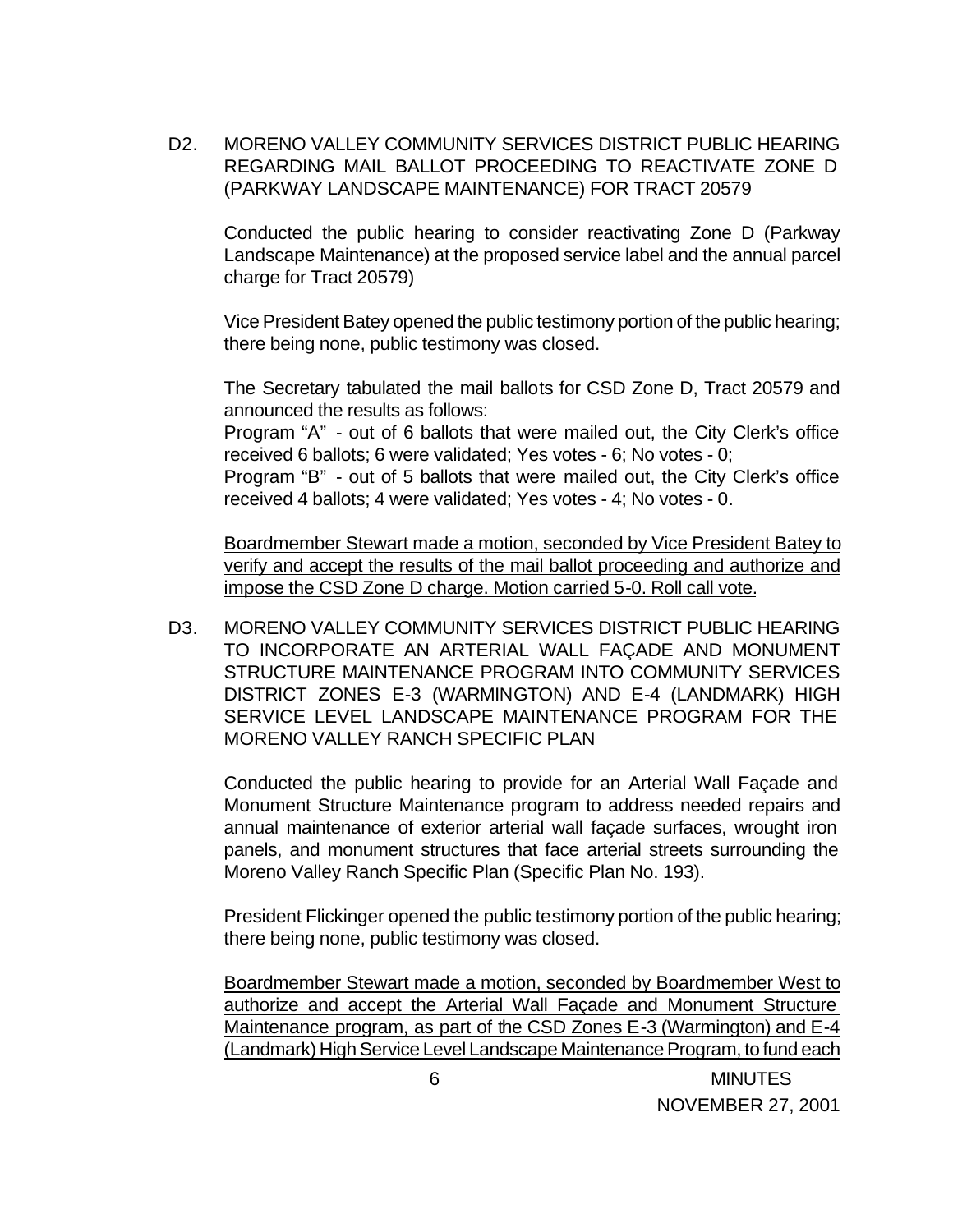D2. MORENO VALLEY COMMUNITY SERVICES DISTRICT PUBLIC HEARING REGARDING MAIL BALLOT PROCEEDING TO REACTIVATE ZONE D (PARKWAY LANDSCAPE MAINTENANCE) FOR TRACT 20579

Conducted the public hearing to consider reactivating Zone D (Parkway Landscape Maintenance) at the proposed service label and the annual parcel charge for Tract 20579)

Vice President Batey opened the public testimony portion of the public hearing; there being none, public testimony was closed.

The Secretary tabulated the mail ballots for CSD Zone D, Tract 20579 and announced the results as follows:
Program "A" - out of 6 ballots that were mailed out, the City Clerk's office received 6 ballots; 6 were validated; Yes votes - 6; No votes - 0;
Program "B" - out of 5 ballots that were mailed out, the City Clerk's office received 4 ballots; 4 were validated; Yes votes - 4; No votes - 0.

<u>Boardmember Stewart made a motion, seconded by Vice President Batey to verify and accept the results of the mail ballot proceeding and authorize and impose the CSD Zone D charge. Motion carried 5-0. Roll call vote.</u>

D3. MORENO VALLEY COMMUNITY SERVICES DISTRICT PUBLIC HEARING TO INCORPORATE AN ARTERIAL WALL FAÇADE AND MONUMENT STRUCTURE MAINTENANCE PROGRAM INTO COMMUNITY SERVICES DISTRICT ZONES E-3 (WARMINGTON) AND E-4 (LANDMARK) HIGH SERVICE LEVEL LANDSCAPE MAINTENANCE PROGRAM FOR THE MORENO VALLEY RANCH SPECIFIC PLAN

Conducted the public hearing to provide for an Arterial Wall Façade and Monument Structure Maintenance program to address needed repairs and annual maintenance of exterior arterial wall façade surfaces, wrought iron panels, and monument structures that face arterial streets surrounding the Moreno Valley Ranch Specific Plan (Specific Plan No. 193).

President Flickinger opened the public testimony portion of the public hearing; there being none, public testimony was closed.

<u>Boardmember Stewart made a motion, seconded by Boardmember West to authorize and accept the Arterial Wall Façade and Monument Structure Maintenance program, as part of the CSD Zones E-3 (Warmington) and E-4 (Landmark) High Service Level Landscape Maintenance Program, to fund each</u>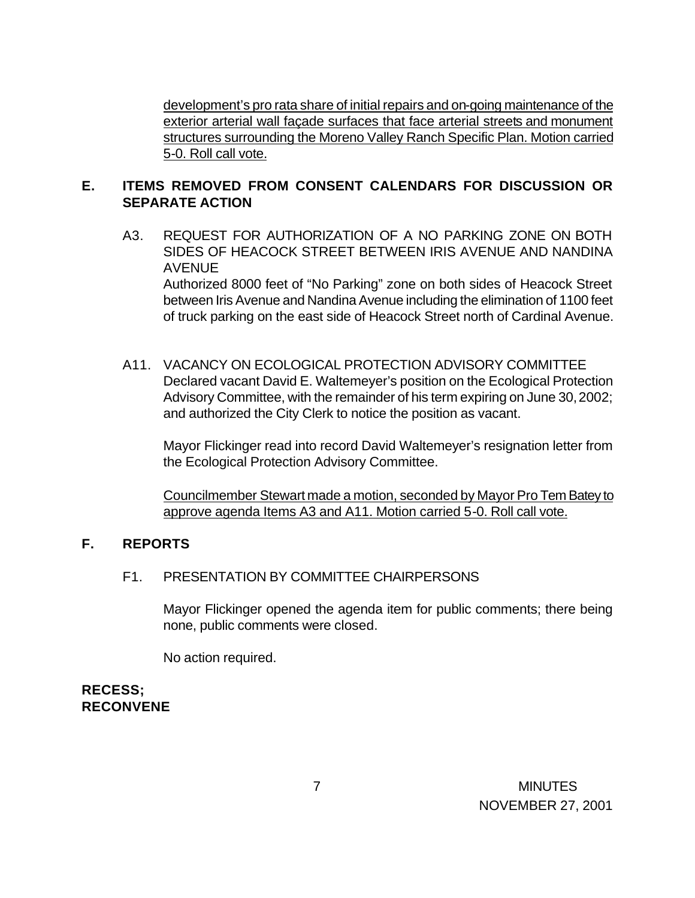development's pro rata share of initial repairs and on-going maintenance of the exterior arterial wall façade surfaces that face arterial streets and monument structures surrounding the Moreno Valley Ranch Specific Plan. Motion carried 5-0. Roll call vote.

## E. ITEMS REMOVED FROM CONSENT CALENDARS FOR DISCUSSION OR SEPARATE ACTION

A3. REQUEST FOR AUTHORIZATION OF A NO PARKING ZONE ON BOTH SIDES OF HEACOCK STREET BETWEEN IRIS AVENUE AND NANDINA AVENUE

Authorized 8000 feet of "No Parking" zone on both sides of Heacock Street between Iris Avenue and Nandina Avenue including the elimination of 1100 feet of truck parking on the east side of Heacock Street north of Cardinal Avenue.

A11. VACANCY ON ECOLOGICAL PROTECTION ADVISORY COMMITTEE

Declared vacant David E. Waltemeyer's position on the Ecological Protection Advisory Committee, with the remainder of his term expiring on June 30, 2002; and authorized the City Clerk to notice the position as vacant.

Mayor Flickinger read into record David Waltemeyer's resignation letter from the Ecological Protection Advisory Committee.

Councilmember Stewart made a motion, seconded by Mayor Pro Tem Batey to approve agenda Items A3 and A11. Motion carried 5-0. Roll call vote.

## F. REPORTS

F1. PRESENTATION BY COMMITTEE CHAIRPERSONS

Mayor Flickinger opened the agenda item for public comments; there being none, public comments were closed.

No action required.

**RECESS;**
**RECONVENE**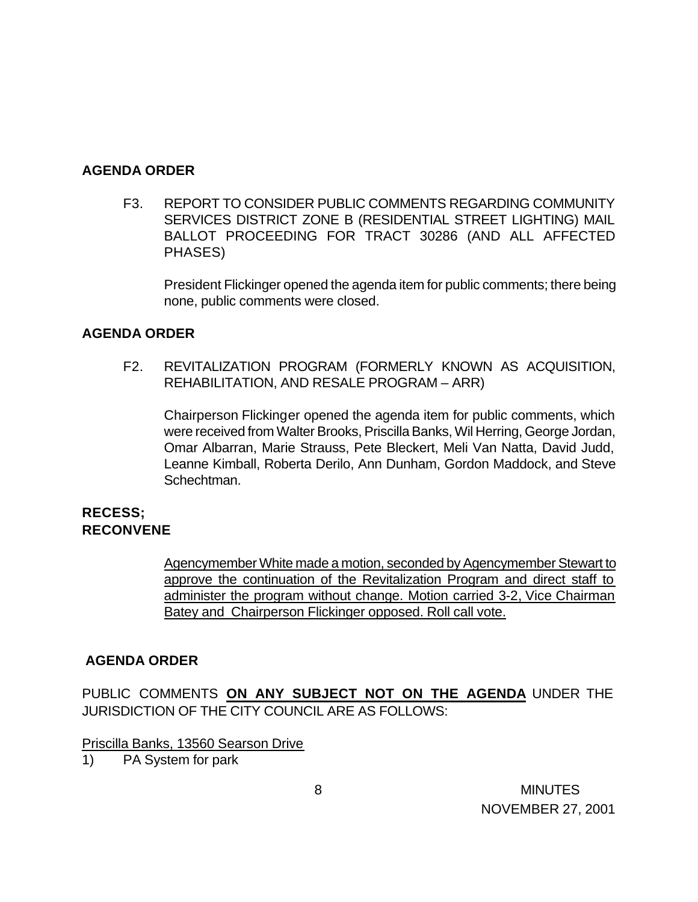**AGENDA ORDER**

F3. REPORT TO CONSIDER PUBLIC COMMENTS REGARDING COMMUNITY SERVICES DISTRICT ZONE B (RESIDENTIAL STREET LIGHTING) MAIL BALLOT PROCEEDING FOR TRACT 30286 (AND ALL AFFECTED PHASES)

President Flickinger opened the agenda item for public comments; there being none, public comments were closed.

**AGENDA ORDER**

F2. REVITALIZATION PROGRAM (FORMERLY KNOWN AS ACQUISITION, REHABILITATION, AND RESALE PROGRAM – ARR)

Chairperson Flickinger opened the agenda item for public comments, which were received from Walter Brooks, Priscilla Banks, Wil Herring, George Jordan, Omar Albarran, Marie Strauss, Pete Bleckert, Meli Van Natta, David Judd, Leanne Kimball, Roberta Derilo, Ann Dunham, Gordon Maddock, and Steve Schechtman.

**RECESS;**
**RECONVENE**

<u>Agencymember White made a motion, seconded by Agencymember Stewart to approve the continuation of the Revitalization Program and direct staff to administer the program without change. Motion carried 3-2, Vice Chairman Batey and Chairperson Flickinger opposed. Roll call vote.</u>

**AGENDA ORDER**

PUBLIC COMMENTS **<u>ON ANY SUBJECT NOT ON THE AGENDA</u>** UNDER THE JURISDICTION OF THE CITY COUNCIL ARE AS FOLLOWS:

<u>Priscilla Banks, 13560 Searson Drive</u>

1) PA System for park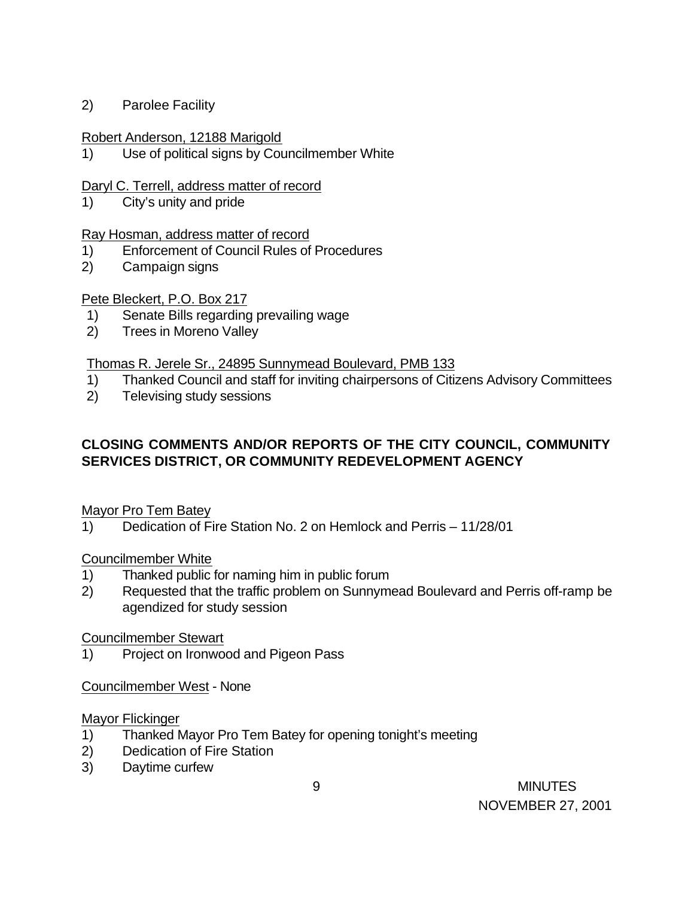2) Parolee Facility

Robert Anderson, 12188 Marigold

1) Use of political signs by Councilmember White

Daryl C. Terrell, address matter of record

1) City's unity and pride

Ray Hosman, address matter of record

1) Enforcement of Council Rules of Procedures
2) Campaign signs

Pete Bleckert, P.O. Box 217

1) Senate Bills regarding prevailing wage
2) Trees in Moreno Valley

Thomas R. Jerele Sr., 24895 Sunnymead Boulevard, PMB 133

1) Thanked Council and staff for inviting chairpersons of Citizens Advisory Committees
2) Televising study sessions

**CLOSING COMMENTS AND/OR REPORTS OF THE CITY COUNCIL, COMMUNITY SERVICES DISTRICT, OR COMMUNITY REDEVELOPMENT AGENCY**

Mayor Pro Tem Batey

1) Dedication of Fire Station No. 2 on Hemlock and Perris – 11/28/01

Councilmember White

1) Thanked public for naming him in public forum
2) Requested that the traffic problem on Sunnymead Boulevard and Perris off-ramp be agendized for study session

Councilmember Stewart

1) Project on Ironwood and Pigeon Pass

Councilmember West - None

Mayor Flickinger

1) Thanked Mayor Pro Tem Batey for opening tonight's meeting
2) Dedication of Fire Station
3) Daytime curfew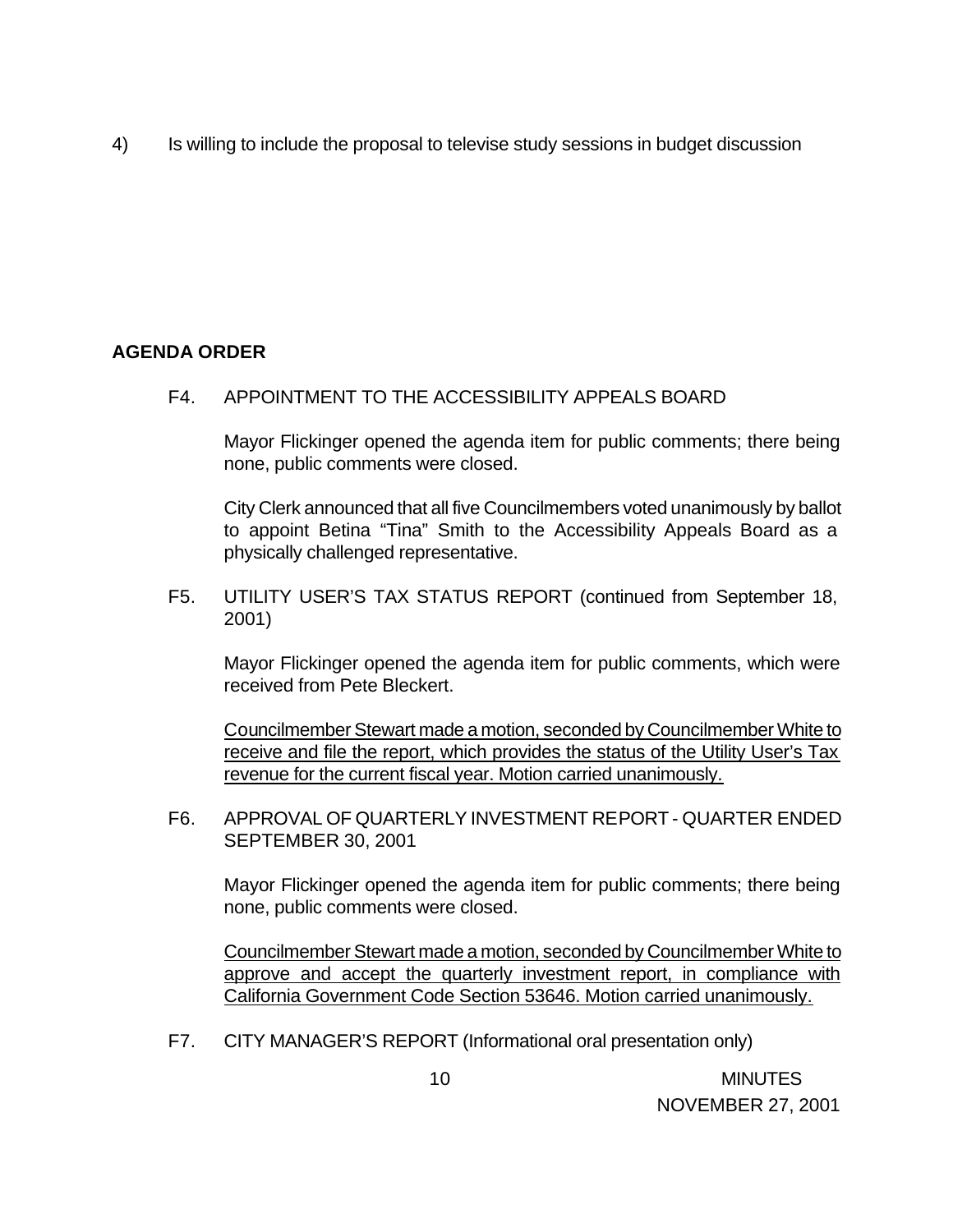4) Is willing to include the proposal to televise study sessions in budget discussion

**AGENDA ORDER**

F4. APPOINTMENT TO THE ACCESSIBILITY APPEALS BOARD

Mayor Flickinger opened the agenda item for public comments; there being none, public comments were closed.

City Clerk announced that all five Councilmembers voted unanimously by ballot to appoint Betina "Tina" Smith to the Accessibility Appeals Board as a physically challenged representative.

F5. UTILITY USER'S TAX STATUS REPORT (continued from September 18, 2001)

Mayor Flickinger opened the agenda item for public comments, which were received from Pete Bleckert.

<u>Councilmember Stewart made a motion, seconded by Councilmember White to receive and file the report, which provides the status of the Utility User's Tax revenue for the current fiscal year. Motion carried unanimously.</u>

F6. APPROVAL OF QUARTERLY INVESTMENT REPORT - QUARTER ENDED SEPTEMBER 30, 2001

Mayor Flickinger opened the agenda item for public comments; there being none, public comments were closed.

<u>Councilmember Stewart made a motion, seconded by Councilmember White to approve and accept the quarterly investment report, in compliance with California Government Code Section 53646. Motion carried unanimously.</u>

F7. CITY MANAGER'S REPORT (Informational oral presentation only)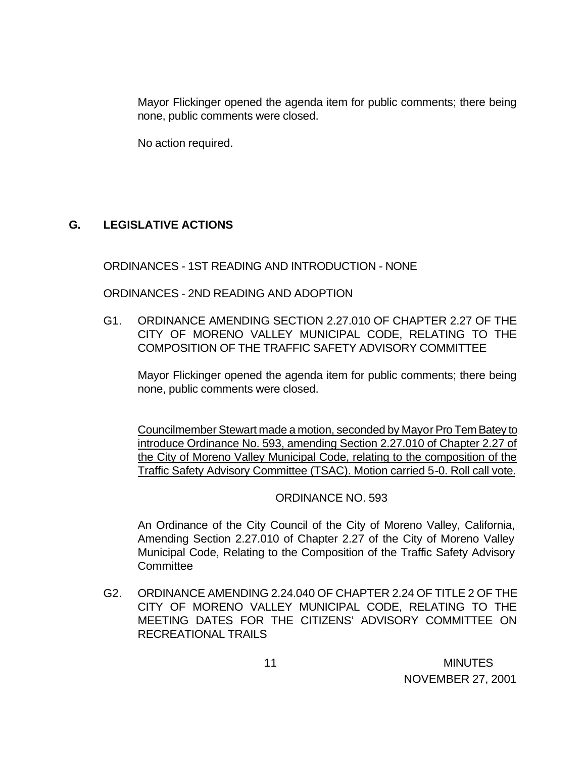Mayor Flickinger opened the agenda item for public comments; there being none, public comments were closed.

No action required.

## G. LEGISLATIVE ACTIONS

ORDINANCES - 1ST READING AND INTRODUCTION - NONE

ORDINANCES - 2ND READING AND ADOPTION

G1. ORDINANCE AMENDING SECTION 2.27.010 OF CHAPTER 2.27 OF THE CITY OF MORENO VALLEY MUNICIPAL CODE, RELATING TO THE COMPOSITION OF THE TRAFFIC SAFETY ADVISORY COMMITTEE

Mayor Flickinger opened the agenda item for public comments; there being none, public comments were closed.

<u>Councilmember Stewart made a motion, seconded by Mayor Pro Tem Batey to introduce Ordinance No. 593, amending Section 2.27.010 of Chapter 2.27 of the City of Moreno Valley Municipal Code, relating to the composition of the Traffic Safety Advisory Committee (TSAC). Motion carried 5-0. Roll call vote.</u>

ORDINANCE NO. 593

An Ordinance of the City Council of the City of Moreno Valley, California, Amending Section 2.27.010 of Chapter 2.27 of the City of Moreno Valley Municipal Code, Relating to the Composition of the Traffic Safety Advisory Committee

G2. ORDINANCE AMENDING 2.24.040 OF CHAPTER 2.24 OF TITLE 2 OF THE CITY OF MORENO VALLEY MUNICIPAL CODE, RELATING TO THE MEETING DATES FOR THE CITIZENS' ADVISORY COMMITTEE ON RECREATIONAL TRAILS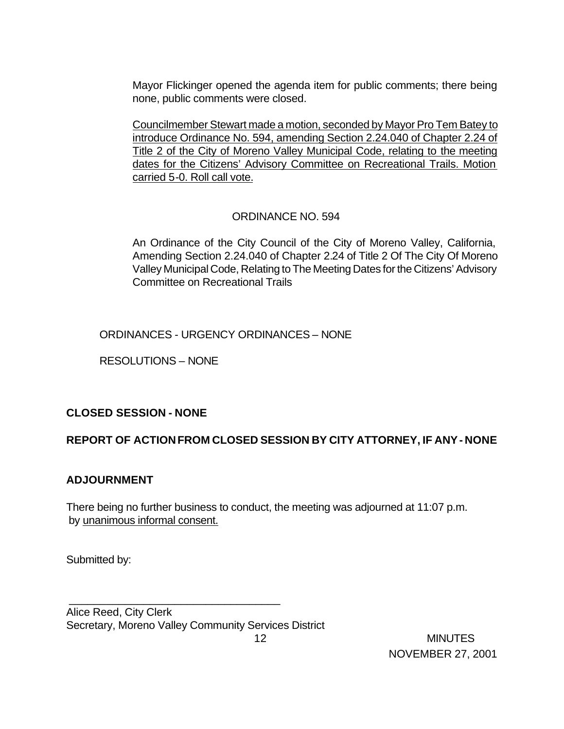Mayor Flickinger opened the agenda item for public comments; there being none, public comments were closed.

Councilmember Stewart made a motion, seconded by Mayor Pro Tem Batey to introduce Ordinance No. 594, amending Section 2.24.040 of Chapter 2.24 of Title 2 of the City of Moreno Valley Municipal Code, relating to the meeting dates for the Citizens' Advisory Committee on Recreational Trails. Motion carried 5-0. Roll call vote.

ORDINANCE NO. 594

An Ordinance of the City Council of the City of Moreno Valley, California, Amending Section 2.24.040 of Chapter 2.24 of Title 2 Of The City Of Moreno Valley Municipal Code, Relating to The Meeting Dates for the Citizens' Advisory Committee on Recreational Trails

ORDINANCES - URGENCY ORDINANCES – NONE

RESOLUTIONS – NONE

**CLOSED SESSION - NONE**

**REPORT OF ACTION FROM CLOSED SESSION BY CITY ATTORNEY, IF ANY - NONE**

**ADJOURNMENT**

There being no further business to conduct, the meeting was adjourned at 11:07 p.m. by unanimous informal consent.

Submitted by:

\_\_\_\_\_\_\_\_\_\_\_\_\_\_\_\_\_\_\_\_\_\_\_\_\_\_\_\_\_\_\_\_\_\_\_\_

Alice Reed, City Clerk
Secretary, Moreno Valley Community Services District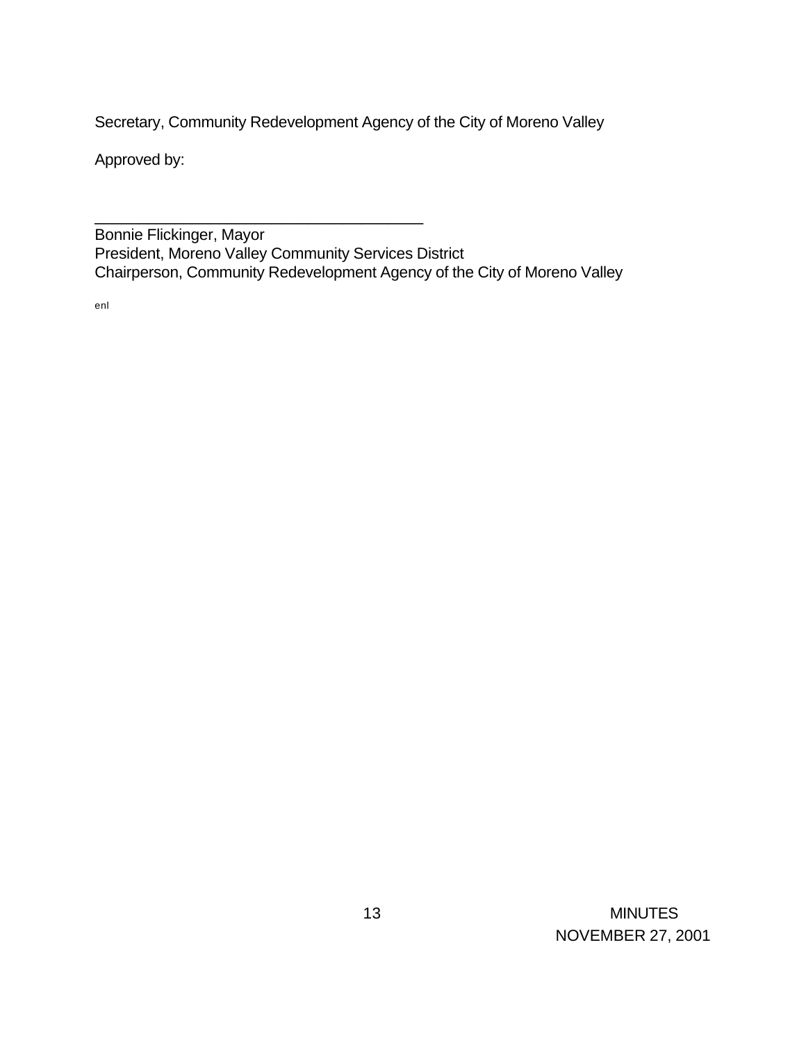Secretary, Community Redevelopment Agency of the City of Moreno Valley

Approved by:

\_\_\_\_\_\_\_\_\_\_\_\_\_\_\_\_\_\_\_\_\_\_\_\_\_\_\_\_\_\_\_\_\_\_\_\_\_\_\_\_\_

Bonnie Flickinger, Mayor
President, Moreno Valley Community Services District
Chairperson, Community Redevelopment Agency of the City of Moreno Valley

enl